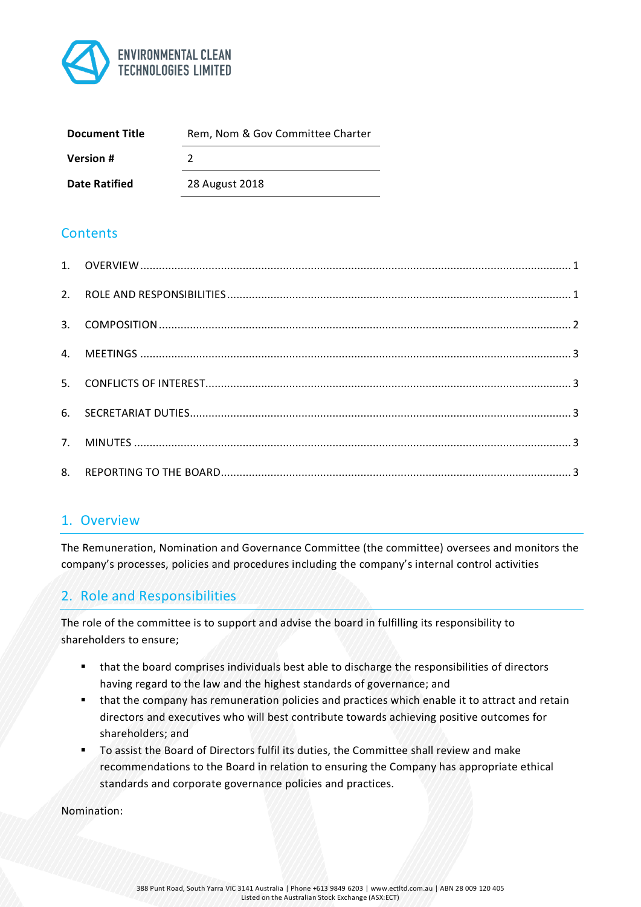ENVIRONMENTAL CLEAN TECHNOLOGIES LIMITED

| **Document Title** | Rem, Nom & Gov Committee Charter |
|---|---|
| **Version #** | 2 |
| **Date Ratified** | 28 August 2018 |

## Contents

1. OVERVIEW ........................................................ 1
2. ROLE AND RESPONSIBILITIES ........................................................ 1
3. COMPOSITION ........................................................ 2
4. MEETINGS ........................................................ 3
5. CONFLICTS OF INTEREST ........................................................ 3
6. SECRETARIAT DUTIES ........................................................ 3
7. MINUTES ........................................................ 3
8. REPORTING TO THE BOARD ........................................................ 3

## 1. Overview

The Remuneration, Nomination and Governance Committee (the committee) oversees and monitors the company's processes, policies and procedures including the company's internal control activities

## 2. Role and Responsibilities

The role of the committee is to support and advise the board in fulfilling its responsibility to shareholders to ensure;

- that the board comprises individuals best able to discharge the responsibilities of directors having regard to the law and the highest standards of governance; and
- that the company has remuneration policies and practices which enable it to attract and retain directors and executives who will best contribute towards achieving positive outcomes for shareholders; and
- To assist the Board of Directors fulfil its duties, the Committee shall review and make recommendations to the Board in relation to ensuring the Company has appropriate ethical standards and corporate governance policies and practices.

Nomination: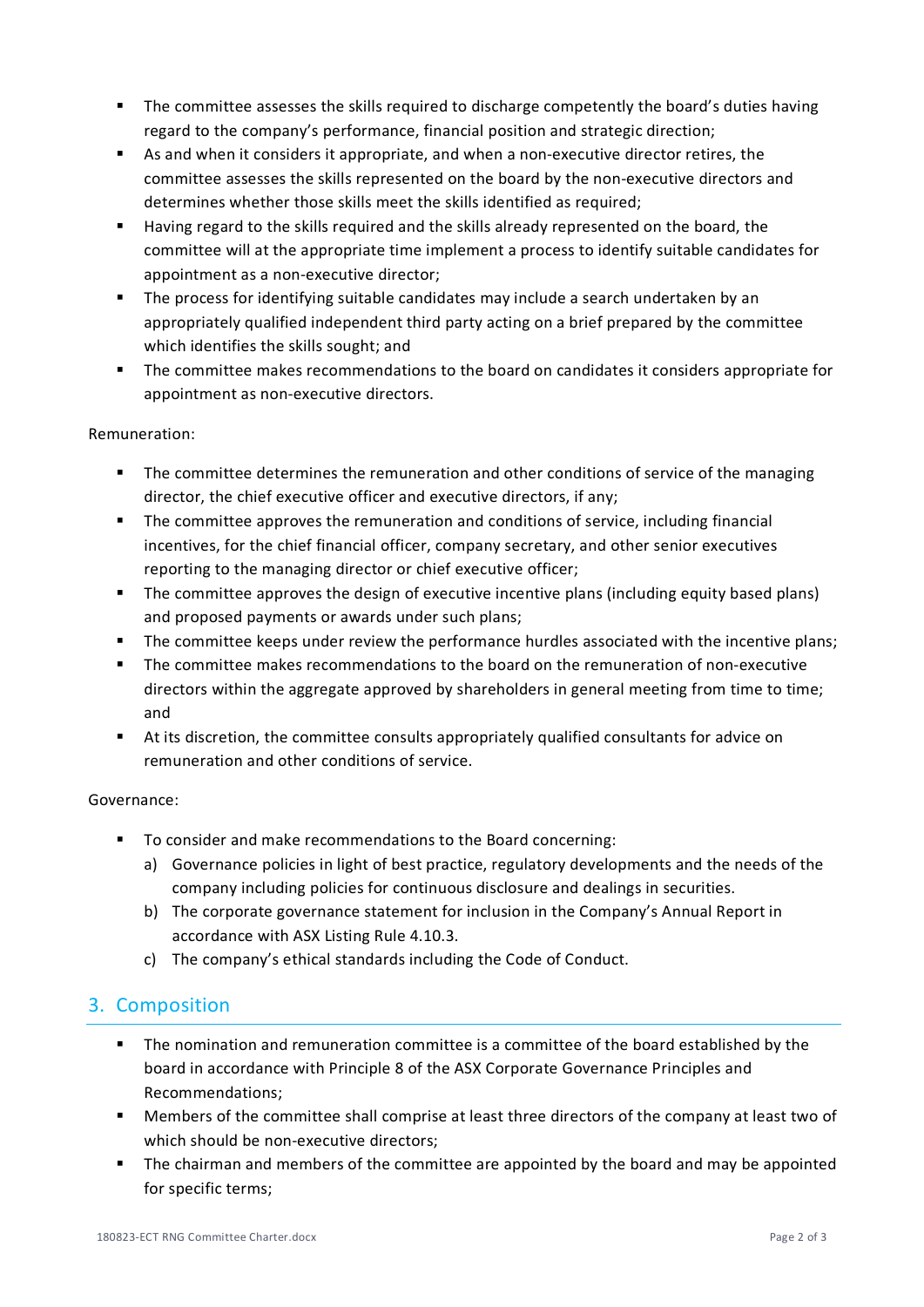- The committee assesses the skills required to discharge competently the board's duties having regard to the company's performance, financial position and strategic direction;
- As and when it considers it appropriate, and when a non-executive director retires, the committee assesses the skills represented on the board by the non-executive directors and determines whether those skills meet the skills identified as required;
- Having regard to the skills required and the skills already represented on the board, the committee will at the appropriate time implement a process to identify suitable candidates for appointment as a non-executive director;
- The process for identifying suitable candidates may include a search undertaken by an appropriately qualified independent third party acting on a brief prepared by the committee which identifies the skills sought; and
- The committee makes recommendations to the board on candidates it considers appropriate for appointment as non-executive directors.

Remuneration:

- The committee determines the remuneration and other conditions of service of the managing director, the chief executive officer and executive directors, if any;
- The committee approves the remuneration and conditions of service, including financial incentives, for the chief financial officer, company secretary, and other senior executives reporting to the managing director or chief executive officer;
- The committee approves the design of executive incentive plans (including equity based plans) and proposed payments or awards under such plans;
- The committee keeps under review the performance hurdles associated with the incentive plans;
- The committee makes recommendations to the board on the remuneration of non-executive directors within the aggregate approved by shareholders in general meeting from time to time; and
- At its discretion, the committee consults appropriately qualified consultants for advice on remuneration and other conditions of service.

Governance:

- To consider and make recommendations to the Board concerning:
  a) Governance policies in light of best practice, regulatory developments and the needs of the company including policies for continuous disclosure and dealings in securities.
  b) The corporate governance statement for inclusion in the Company's Annual Report in accordance with ASX Listing Rule 4.10.3.
  c) The company's ethical standards including the Code of Conduct.

## 3. Composition

- The nomination and remuneration committee is a committee of the board established by the board in accordance with Principle 8 of the ASX Corporate Governance Principles and Recommendations;
- Members of the committee shall comprise at least three directors of the company at least two of which should be non-executive directors;
- The chairman and members of the committee are appointed by the board and may be appointed for specific terms;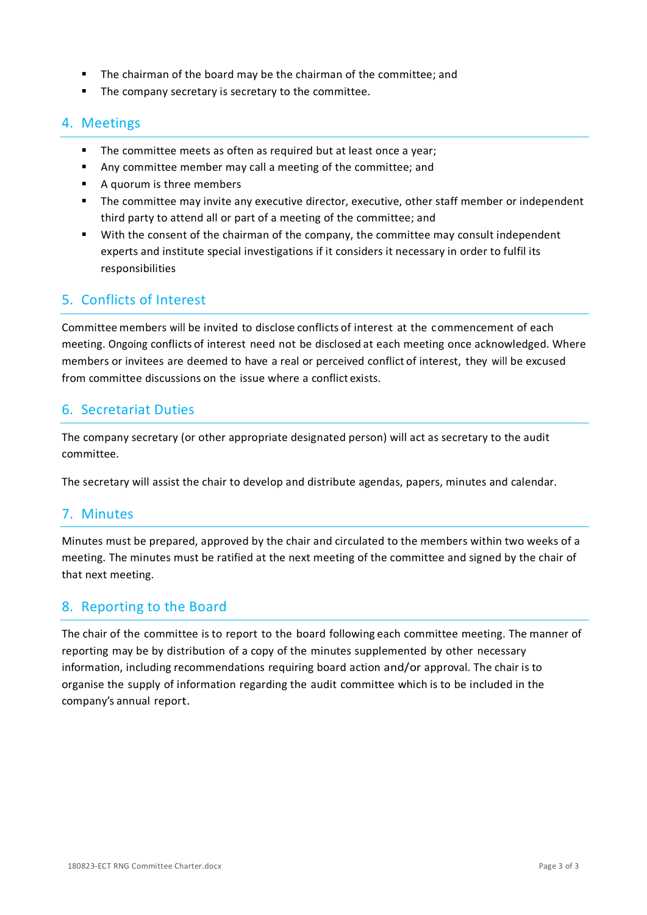- The chairman of the board may be the chairman of the committee; and
- The company secretary is secretary to the committee.

## 4. Meetings

- The committee meets as often as required but at least once a year;
- Any committee member may call a meeting of the committee; and
- A quorum is three members
- The committee may invite any executive director, executive, other staff member or independent third party to attend all or part of a meeting of the committee; and
- With the consent of the chairman of the company, the committee may consult independent experts and institute special investigations if it considers it necessary in order to fulfil its responsibilities

## 5. Conflicts of Interest

Committee members will be invited to disclose conflicts of interest at the commencement of each meeting. Ongoing conflicts of interest need not be disclosed at each meeting once acknowledged. Where members or invitees are deemed to have a real or perceived conflict of interest, they will be excused from committee discussions on the issue where a conflict exists.

## 6. Secretariat Duties

The company secretary (or other appropriate designated person) will act as secretary to the audit committee.

The secretary will assist the chair to develop and distribute agendas, papers, minutes and calendar.

## 7. Minutes

Minutes must be prepared, approved by the chair and circulated to the members within two weeks of a meeting. The minutes must be ratified at the next meeting of the committee and signed by the chair of that next meeting.

## 8. Reporting to the Board

The chair of the committee is to report to the board following each committee meeting. The manner of reporting may be by distribution of a copy of the minutes supplemented by other necessary information, including recommendations requiring board action and/or approval. The chair is to organise the supply of information regarding the audit committee which is to be included in the company's annual report.